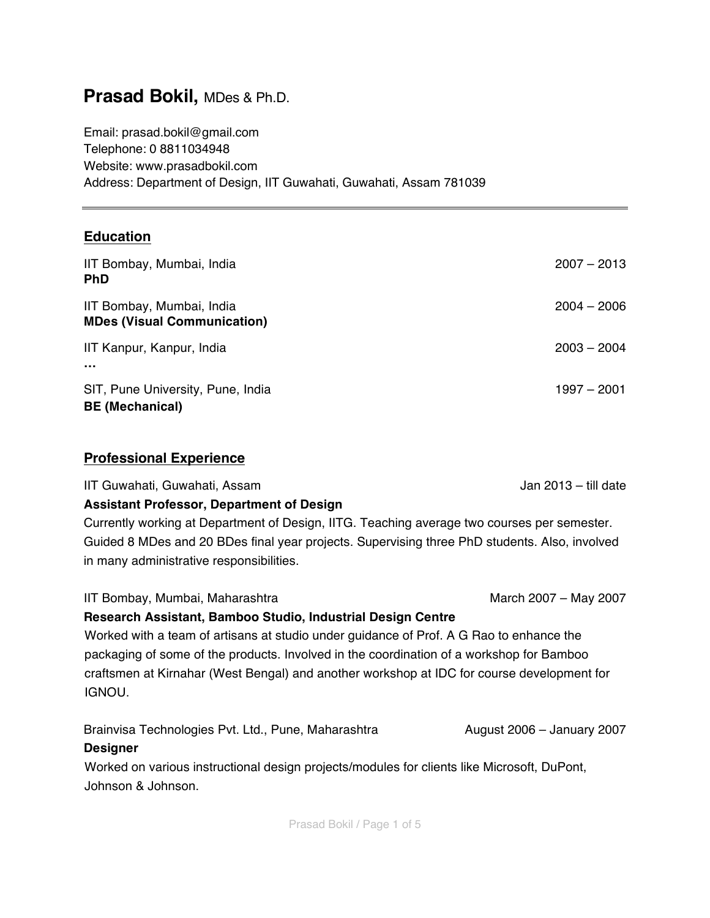# Prasad Bokil, MDes & Ph.D.

Email: prasad.bokil@gmail.com
Telephone: 0 8811034948
Website: www.prasadbokil.com
Address: Department of Design, IIT Guwahati, Guwahati, Assam 781039

---

## Education

IIT Bombay, Mumbai, India — 2007 – 2013
**PhD**

IIT Bombay, Mumbai, India — 2004 – 2006
**MDes (Visual Communication)**

IIT Kanpur, Kanpur, India — 2003 – 2004
**…**

SIT, Pune University, Pune, India — 1997 – 2001
**BE (Mechanical)**

## Professional Experience

IIT Guwahati, Guwahati, Assam — Jan 2013 – till date
**Assistant Professor, Department of Design**
Currently working at Department of Design, IITG. Teaching average two courses per semester. Guided 8 MDes and 20 BDes final year projects. Supervising three PhD students. Also, involved in many administrative responsibilities.

IIT Bombay, Mumbai, Maharashtra — March 2007 – May 2007
**Research Assistant, Bamboo Studio, Industrial Design Centre**
Worked with a team of artisans at studio under guidance of Prof. A G Rao to enhance the packaging of some of the products. Involved in the coordination of a workshop for Bamboo craftsmen at Kirnahar (West Bengal) and another workshop at IDC for course development for IGNOU.

Brainvisa Technologies Pvt. Ltd., Pune, Maharashtra — August 2006 – January 2007
**Designer**
Worked on various instructional design projects/modules for clients like Microsoft, DuPont, Johnson & Johnson.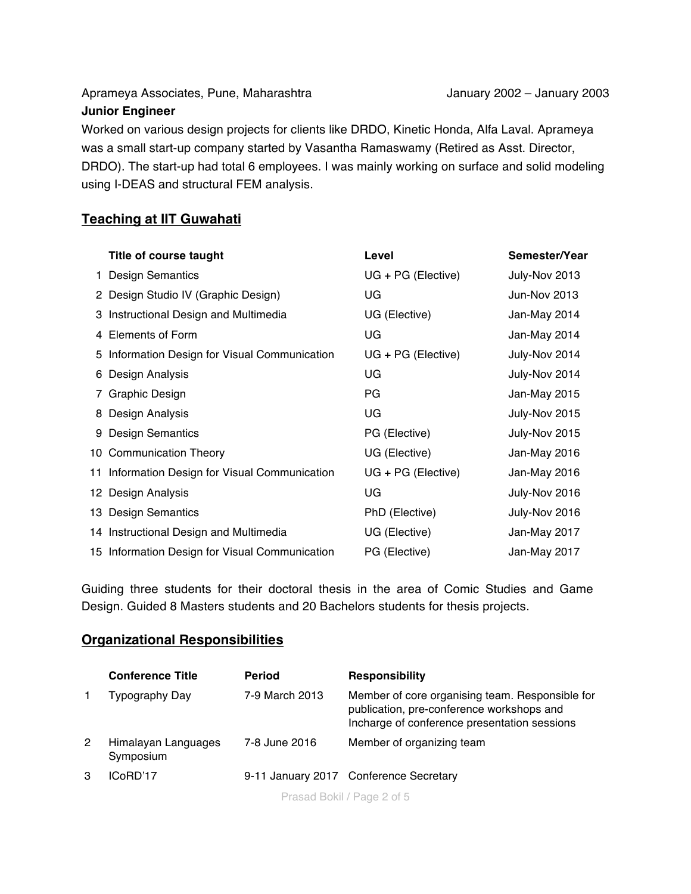Aprameya Associates, Pune, Maharashtra — January 2002 – January 2003

**Junior Engineer**

Worked on various design projects for clients like DRDO, Kinetic Honda, Alfa Laval. Aprameya was a small start-up company started by Vasantha Ramaswamy (Retired as Asst. Director, DRDO). The start-up had total 6 employees. I was mainly working on surface and solid modeling using I-DEAS and structural FEM analysis.

## Teaching at IIT Guwahati

| | Title of course taught | Level | Semester/Year |
|---|---|---|---|
| 1 | Design Semantics | UG + PG (Elective) | July-Nov 2013 |
| 2 | Design Studio IV (Graphic Design) | UG | Jun-Nov 2013 |
| 3 | Instructional Design and Multimedia | UG (Elective) | Jan-May 2014 |
| 4 | Elements of Form | UG | Jan-May 2014 |
| 5 | Information Design for Visual Communication | UG + PG (Elective) | July-Nov 2014 |
| 6 | Design Analysis | UG | July-Nov 2014 |
| 7 | Graphic Design | PG | Jan-May 2015 |
| 8 | Design Analysis | UG | July-Nov 2015 |
| 9 | Design Semantics | PG (Elective) | July-Nov 2015 |
| 10 | Communication Theory | UG (Elective) | Jan-May 2016 |
| 11 | Information Design for Visual Communication | UG + PG (Elective) | Jan-May 2016 |
| 12 | Design Analysis | UG | July-Nov 2016 |
| 13 | Design Semantics | PhD (Elective) | July-Nov 2016 |
| 14 | Instructional Design and Multimedia | UG (Elective) | Jan-May 2017 |
| 15 | Information Design for Visual Communication | PG (Elective) | Jan-May 2017 |

Guiding three students for their doctoral thesis in the area of Comic Studies and Game Design. Guided 8 Masters students and 20 Bachelors students for thesis projects.

## Organizational Responsibilities

| | Conference Title | Period | Responsibility |
|---|---|---|---|
| 1 | Typography Day | 7-9 March 2013 | Member of core organising team. Responsible for publication, pre-conference workshops and Incharge of conference presentation sessions |
| 2 | Himalayan Languages Symposium | 7-8 June 2016 | Member of organizing team |
| 3 | ICoRD'17 | 9-11 January 2017 | Conference Secretary |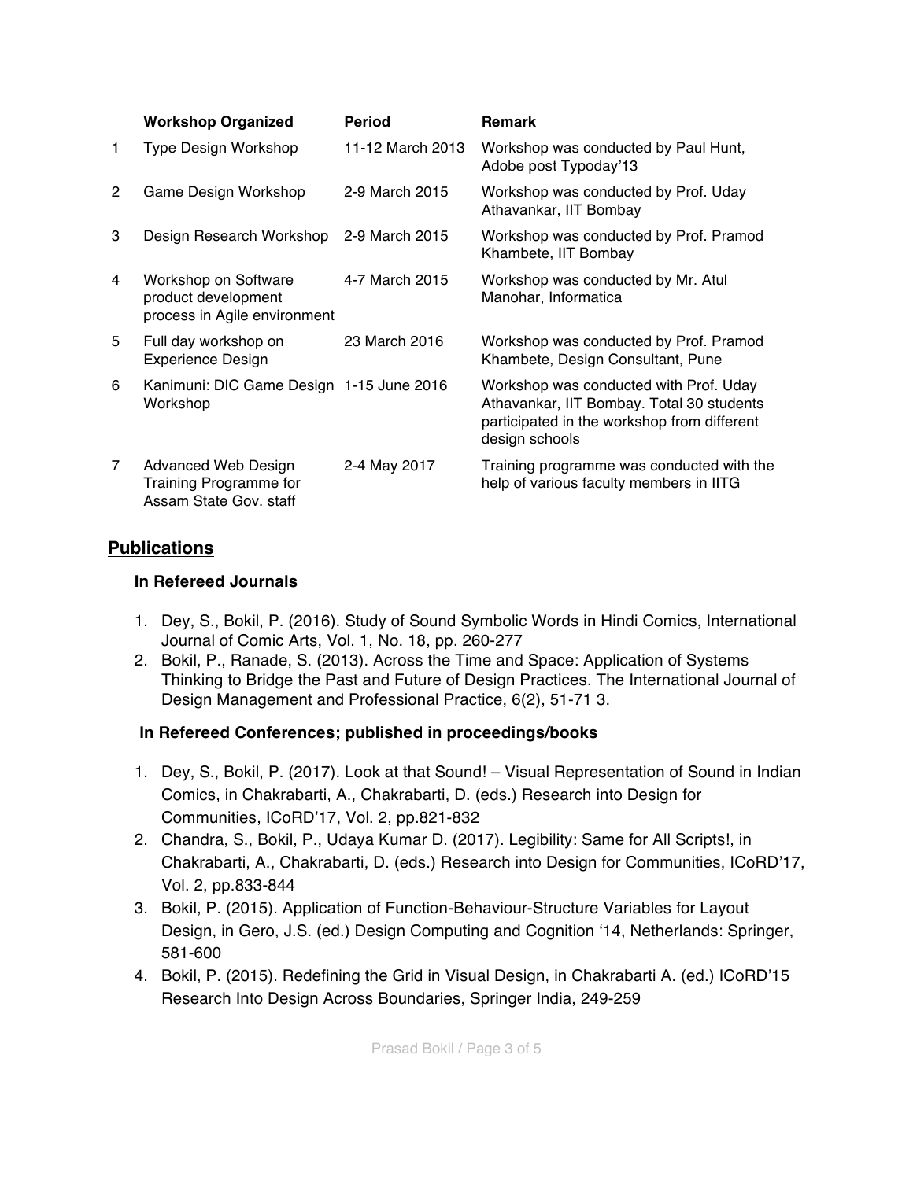| | Workshop Organized | Period | Remark |
|---|---|---|---|
| 1 | Type Design Workshop | 11-12 March 2013 | Workshop was conducted by Paul Hunt, Adobe post Typoday'13 |
| 2 | Game Design Workshop | 2-9 March 2015 | Workshop was conducted by Prof. Uday Athavankar, IIT Bombay |
| 3 | Design Research Workshop | 2-9 March 2015 | Workshop was conducted by Prof. Pramod Khambete, IIT Bombay |
| 4 | Workshop on Software product development process in Agile environment | 4-7 March 2015 | Workshop was conducted by Mr. Atul Manohar, Informatica |
| 5 | Full day workshop on Experience Design | 23 March 2016 | Workshop was conducted by Prof. Pramod Khambete, Design Consultant, Pune |
| 6 | Kanimuni: DIC Game Design Workshop | 1-15 June 2016 | Workshop was conducted with Prof. Uday Athavankar, IIT Bombay. Total 30 students participated in the workshop from different design schools |
| 7 | Advanced Web Design Training Programme for Assam State Gov. staff | 2-4 May 2017 | Training programme was conducted with the help of various faculty members in IITG |

## Publications

### In Refereed Journals

1. Dey, S., Bokil, P. (2016). Study of Sound Symbolic Words in Hindi Comics, International Journal of Comic Arts, Vol. 1, No. 18, pp. 260-277
2. Bokil, P., Ranade, S. (2013). Across the Time and Space: Application of Systems Thinking to Bridge the Past and Future of Design Practices. The International Journal of Design Management and Professional Practice, 6(2), 51-71 3.

### In Refereed Conferences; published in proceedings/books

1. Dey, S., Bokil, P. (2017). Look at that Sound! – Visual Representation of Sound in Indian Comics, in Chakrabarti, A., Chakrabarti, D. (eds.) Research into Design for Communities, ICoRD'17, Vol. 2, pp.821-832
2. Chandra, S., Bokil, P., Udaya Kumar D. (2017). Legibility: Same for All Scripts!, in Chakrabarti, A., Chakrabarti, D. (eds.) Research into Design for Communities, ICoRD'17, Vol. 2, pp.833-844
3. Bokil, P. (2015). Application of Function-Behaviour-Structure Variables for Layout Design, in Gero, J.S. (ed.) Design Computing and Cognition '14, Netherlands: Springer, 581-600
4. Bokil, P. (2015). Redefining the Grid in Visual Design, in Chakrabarti A. (ed.) ICoRD'15 Research Into Design Across Boundaries, Springer India, 249-259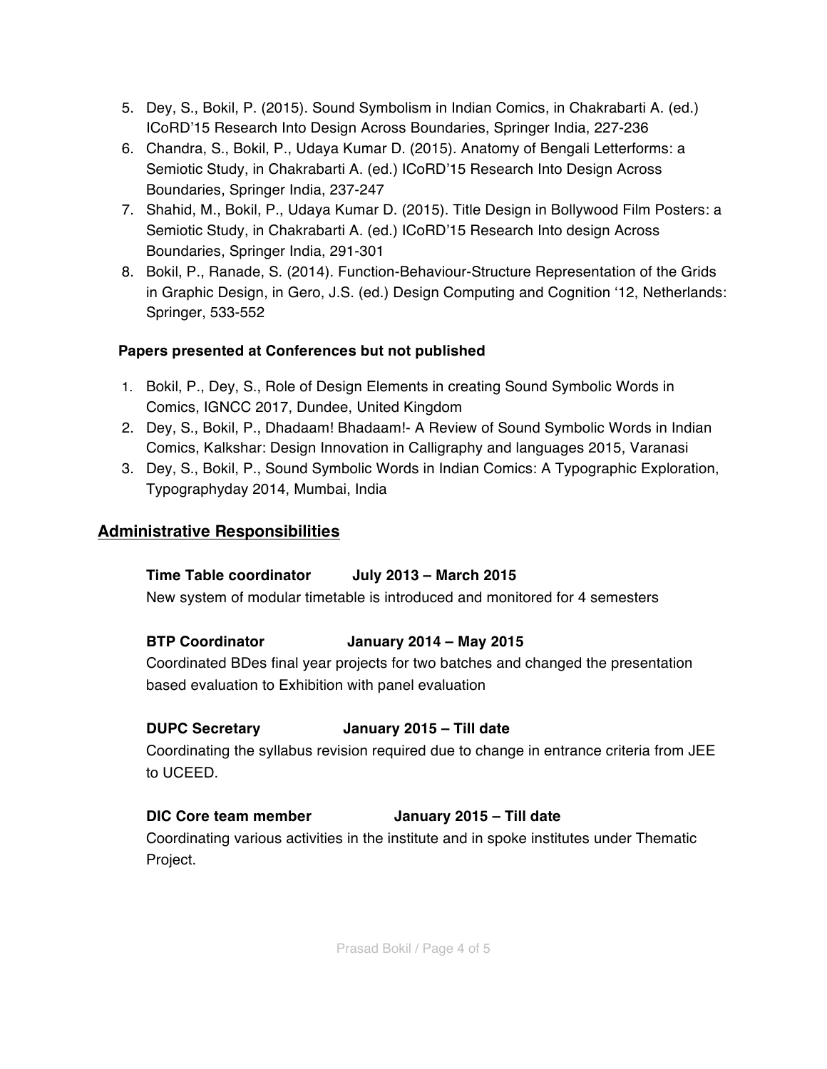5. Dey, S., Bokil, P. (2015). Sound Symbolism in Indian Comics, in Chakrabarti A. (ed.) ICoRD'15 Research Into Design Across Boundaries, Springer India, 227-236
6. Chandra, S., Bokil, P., Udaya Kumar D. (2015). Anatomy of Bengali Letterforms: a Semiotic Study, in Chakrabarti A. (ed.) ICoRD'15 Research Into Design Across Boundaries, Springer India, 237-247
7. Shahid, M., Bokil, P., Udaya Kumar D. (2015). Title Design in Bollywood Film Posters: a Semiotic Study, in Chakrabarti A. (ed.) ICoRD'15 Research Into design Across Boundaries, Springer India, 291-301
8. Bokil, P., Ranade, S. (2014). Function-Behaviour-Structure Representation of the Grids in Graphic Design, in Gero, J.S. (ed.) Design Computing and Cognition '12, Netherlands: Springer, 533-552

**Papers presented at Conferences but not published**

1. Bokil, P., Dey, S., Role of Design Elements in creating Sound Symbolic Words in Comics, IGNCC 2017, Dundee, United Kingdom
2. Dey, S., Bokil, P., Dhadaam! Bhadaam!- A Review of Sound Symbolic Words in Indian Comics, Kalkshar: Design Innovation in Calligraphy and languages 2015, Varanasi
3. Dey, S., Bokil, P., Sound Symbolic Words in Indian Comics: A Typographic Exploration, Typographyday 2014, Mumbai, India

## Administrative Responsibilities

**Time Table coordinator    July 2013 – March 2015**

New system of modular timetable is introduced and monitored for 4 semesters

**BTP Coordinator    January 2014 – May 2015**

Coordinated BDes final year projects for two batches and changed the presentation based evaluation to Exhibition with panel evaluation

**DUPC Secretary    January 2015 – Till date**

Coordinating the syllabus revision required due to change in entrance criteria from JEE to UCEED.

**DIC Core team member    January 2015 – Till date**

Coordinating various activities in the institute and in spoke institutes under Thematic Project.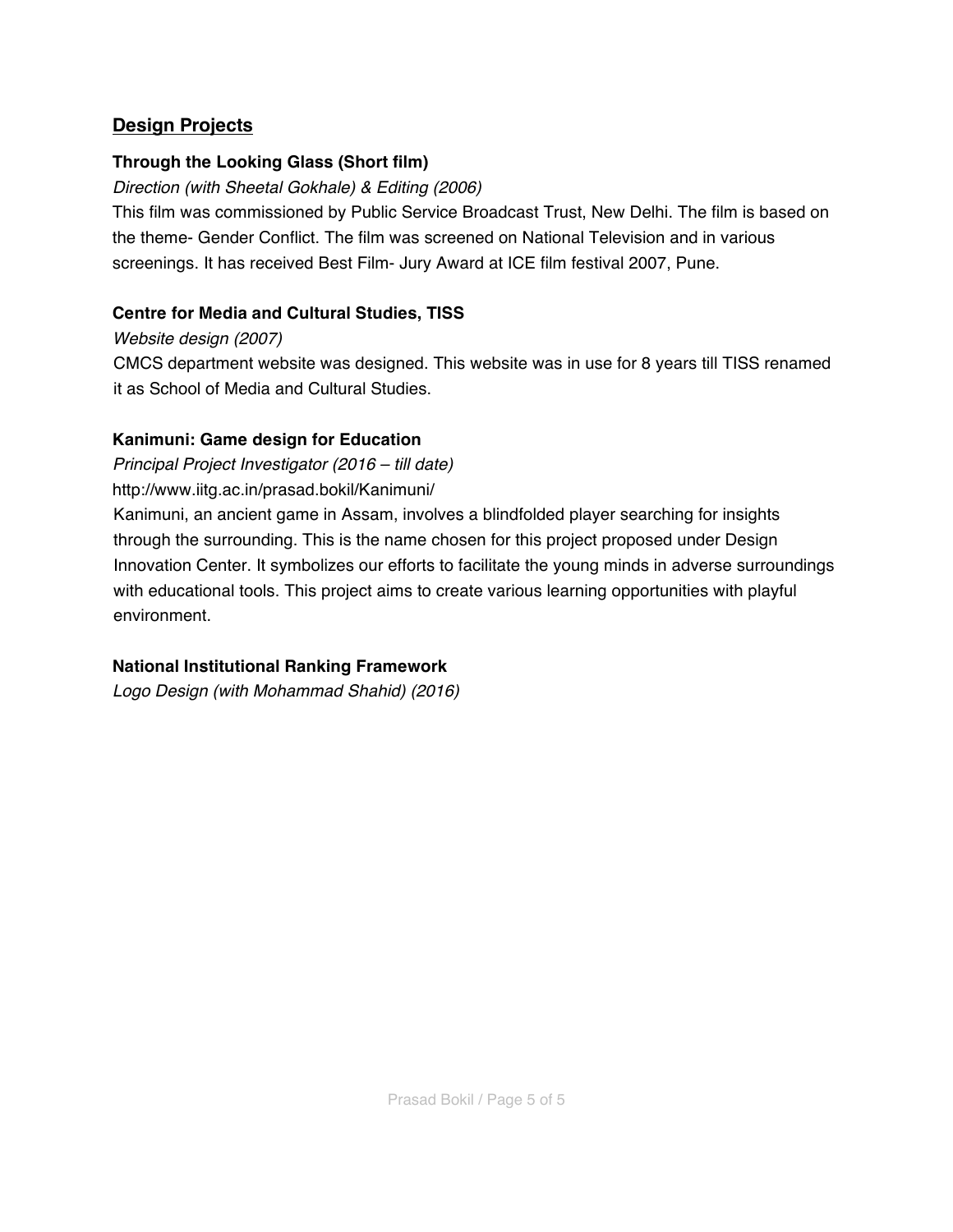## Design Projects

### Through the Looking Glass (Short film)

*Direction (with Sheetal Gokhale) & Editing (2006)*

This film was commissioned by Public Service Broadcast Trust, New Delhi. The film is based on the theme- Gender Conflict. The film was screened on National Television and in various screenings. It has received Best Film- Jury Award at ICE film festival 2007, Pune.

### Centre for Media and Cultural Studies, TISS

*Website design (2007)*

CMCS department website was designed. This website was in use for 8 years till TISS renamed it as School of Media and Cultural Studies.

### Kanimuni: Game design for Education

*Principal Project Investigator (2016 – till date)*

http://www.iitg.ac.in/prasad.bokil/Kanimuni/

Kanimuni, an ancient game in Assam, involves a blindfolded player searching for insights through the surrounding. This is the name chosen for this project proposed under Design Innovation Center. It symbolizes our efforts to facilitate the young minds in adverse surroundings with educational tools. This project aims to create various learning opportunities with playful environment.

### National Institutional Ranking Framework

*Logo Design (with Mohammad Shahid) (2016)*